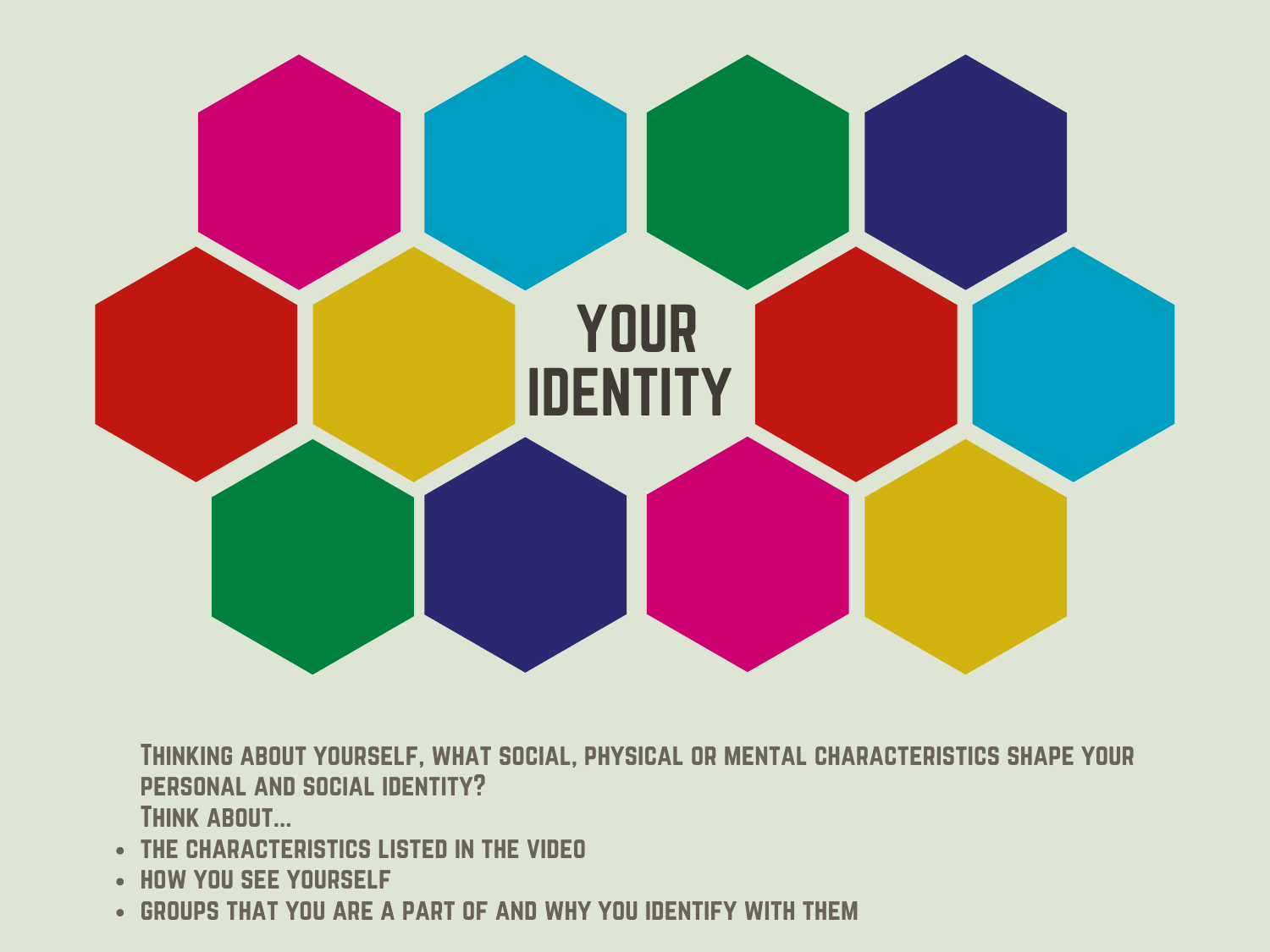# YOUR IDENTITY

Thinking about yourself, what social, physical or mental characteristics shape your personal and social identity?

Think about...

- the characteristics listed in the video
- how you see yourself
- groups that you are a part of and why you identify with them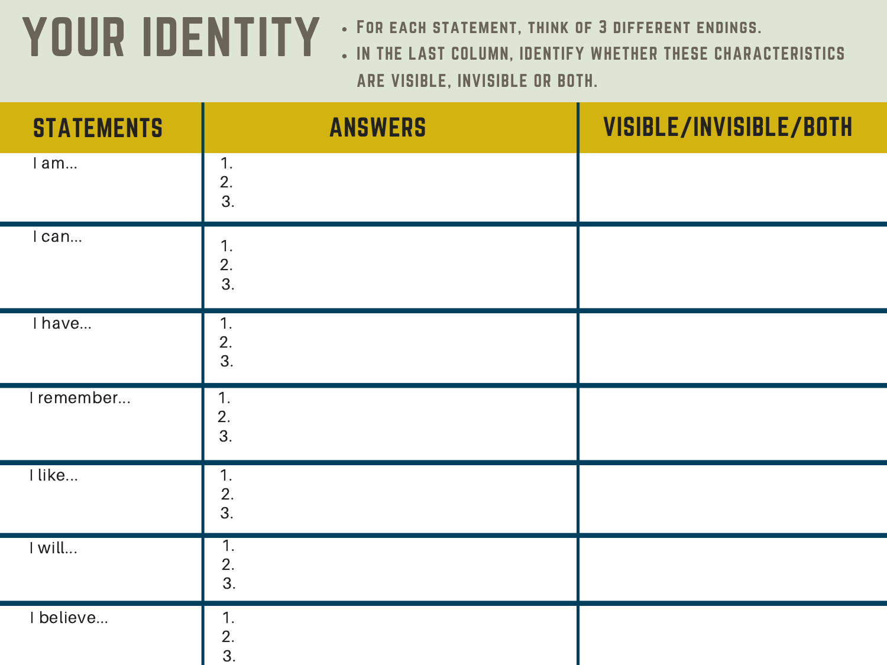# YOUR IDENTITY

- For each statement, think of 3 different endings.
- In the last column, identify whether these characteristics are visible, invisible or both.

| STATEMENTS | ANSWERS | VISIBLE/INVISIBLE/BOTH |
|---|---|---|
| I am... | 1.<br>2.<br>3. | |
| I can... | 1.<br>2.<br>3. | |
| I have... | 1.<br>2.<br>3. | |
| I remember... | 1.<br>2.<br>3. | |
| I like... | 1.<br>2.<br>3. | |
| I will... | 1.<br>2.<br>3. | |
| I believe... | 1.<br>2.<br>3. | |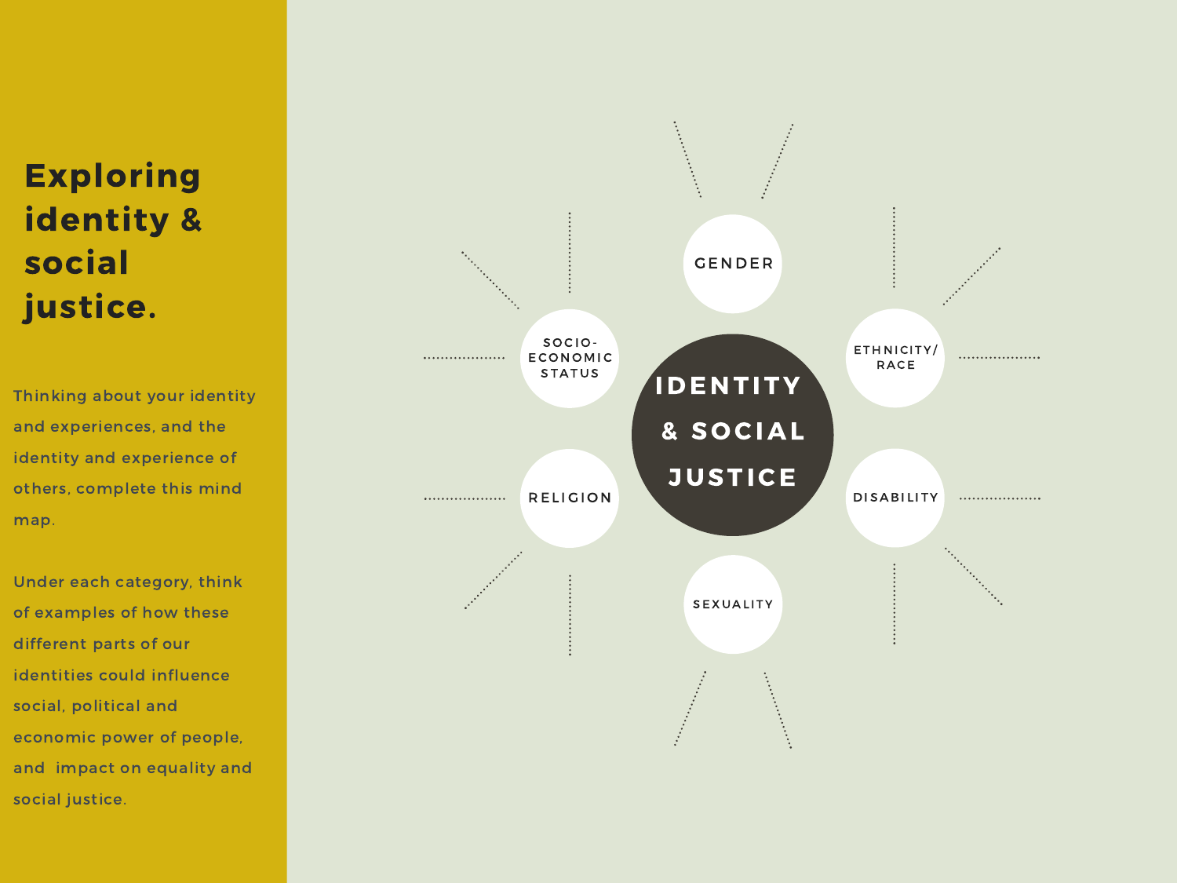# Exploring identity & social justice.

Thinking about your identity and experiences, and the identity and experience of others, complete this mind map.

Under each category, think of examples of how these different parts of our identities could influence social, political and economic power of people, and impact on equality and social justice.

**IDENTITY & SOCIAL JUSTICE**

- GENDER
- ETHNICITY/ RACE
- DISABILITY
- SEXUALITY
- RELIGION
- SOCIO-ECONOMIC STATUS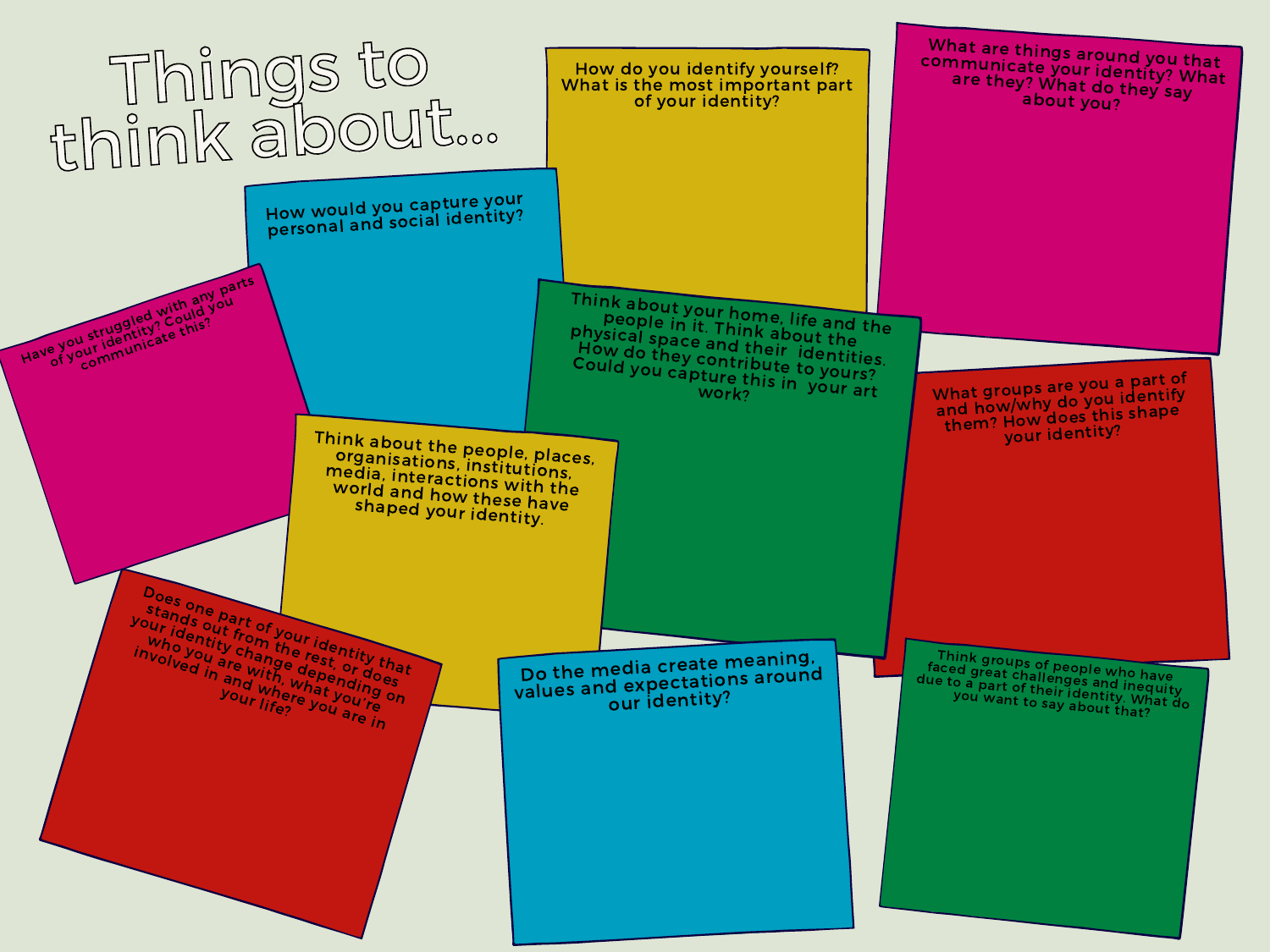# Things to think about...

How would you capture your personal and social identity?

How do you identify yourself? What is the most important part of your identity?

What are things around you that communicate your identity? What are they? What do they say about you?

Have you struggled with any parts of your identity? Could you communicate this?

Think about your home, life and the people in it. Think about the physical space and their identities. How do they contribute to yours? Could you capture this in your art work?

Think about the people, places, organisations, institutions, media, interactions with the world and how these have shaped your identity.

What groups are you a part of and how/why do you identify them? How does this shape your identity?

Does one part of your identity that stands out from the rest, or does your identity change depending on who you are with, what you're involved in and where you are in your life?

Do the media create meaning, values and expectations around our identity?

Think groups of people who have faced great challenges and inequity due to a part of their identity. What do you want to say about that?